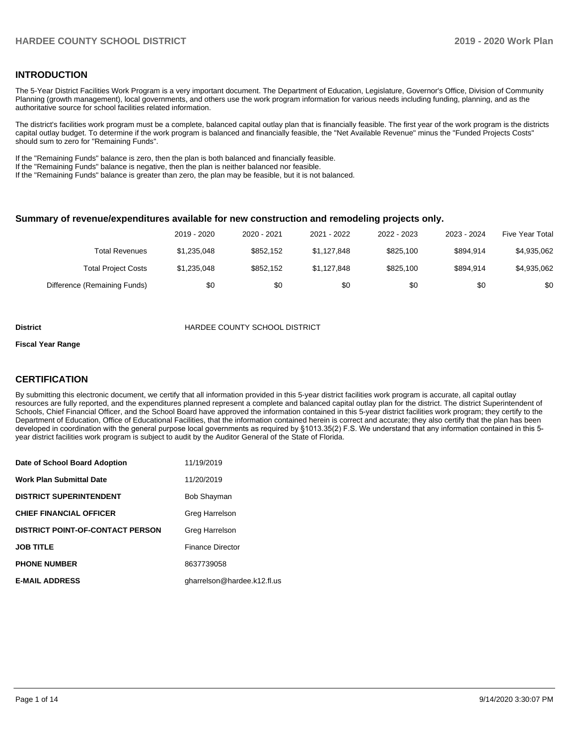## INTRODUCTION

The 5-Year District Facilities Work Program is a very important document. The Department of Education, Legislature, Governor's Office, Division of Community Planning (growth management), local governments, and others use the work program information for various needs including funding, planning, and as the authoritative source for school facilities related information.

The district's facilities work program must be a complete, balanced capital outlay plan that is financially feasible. The first year of the work program is the districts capital outlay budget. To determine if the work program is balanced and financially feasible, the "Net Available Revenue" minus the "Funded Projects Costs" should sum to zero for "Remaining Funds".

If the "Remaining Funds" balance is zero, then the plan is both balanced and financially feasible.
If the "Remaining Funds" balance is negative, then the plan is neither balanced nor feasible.
If the "Remaining Funds" balance is greater than zero, the plan may be feasible, but it is not balanced.

### Summary of revenue/expenditures available for new construction and remodeling projects only.

| | 2019 - 2020 | 2020 - 2021 | 2021 - 2022 | 2022 - 2023 | 2023 - 2024 | Five Year Total |
|---|---|---|---|---|---|---|
| Total Revenues | $1,235,048 | $852,152 | $1,127,848 | $825,100 | $894,914 | $4,935,062 |
| Total Project Costs | $1,235,048 | $852,152 | $1,127,848 | $825,100 | $894,914 | $4,935,062 |
| Difference (Remaining Funds) | $0 | $0 | $0 | $0 | $0 | $0 |

**District** HARDEE COUNTY SCHOOL DISTRICT

**Fiscal Year Range**

## CERTIFICATION

By submitting this electronic document, we certify that all information provided in this 5-year district facilities work program is accurate, all capital outlay resources are fully reported, and the expenditures planned represent a complete and balanced capital outlay plan for the district. The district Superintendent of Schools, Chief Financial Officer, and the School Board have approved the information contained in this 5-year district facilities work program; they certify to the Department of Education, Office of Educational Facilities, that the information contained herein is correct and accurate; they also certify that the plan has been developed in coordination with the general purpose local governments as required by §1013.35(2) F.S. We understand that any information contained in this 5-year district facilities work program is subject to audit by the Auditor General of the State of Florida.

| | |
|---|---|
| **Date of School Board Adoption** | 11/19/2019 |
| **Work Plan Submittal Date** | 11/20/2019 |
| **DISTRICT SUPERINTENDENT** | Bob Shayman |
| **CHIEF FINANCIAL OFFICER** | Greg Harrelson |
| **DISTRICT POINT-OF-CONTACT PERSON** | Greg Harrelson |
| **JOB TITLE** | Finance Director |
| **PHONE NUMBER** | 8637739058 |
| **E-MAIL ADDRESS** | gharrelson@hardee.k12.fl.us |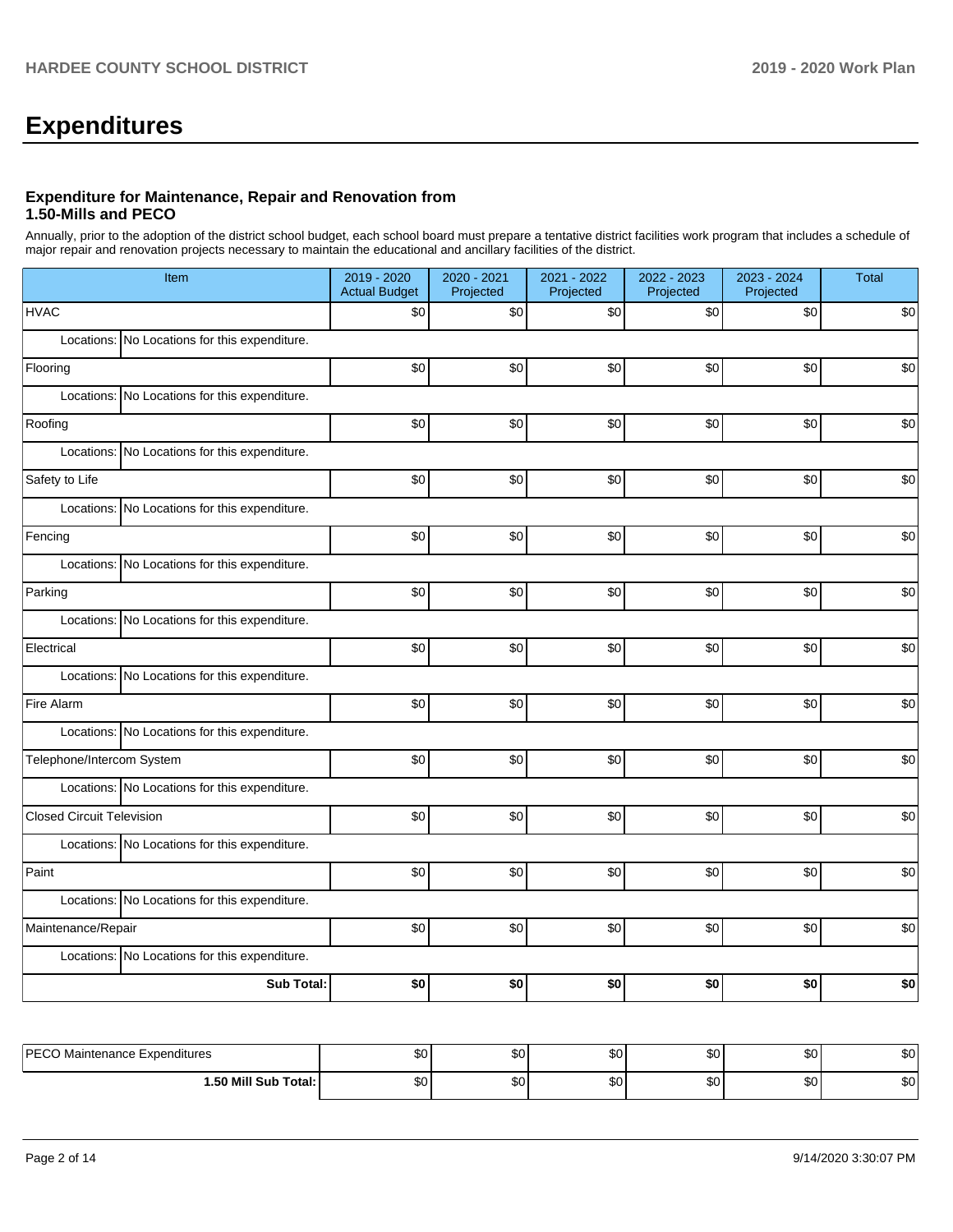# Expenditures

### Expenditure for Maintenance, Repair and Renovation from 1.50-Mills and PECO

Annually, prior to the adoption of the district school budget, each school board must prepare a tentative district facilities work program that includes a schedule of major repair and renovation projects necessary to maintain the educational and ancillary facilities of the district.

| Item | 2019 - 2020 Actual Budget | 2020 - 2021 Projected | 2021 - 2022 Projected | 2022 - 2023 Projected | 2023 - 2024 Projected | Total |
|---|---|---|---|---|---|---|
| HVAC | $0 | $0 | $0 | $0 | $0 | $0 |
| Locations: No Locations for this expenditure. | | | | | | |
| Flooring | $0 | $0 | $0 | $0 | $0 | $0 |
| Locations: No Locations for this expenditure. | | | | | | |
| Roofing | $0 | $0 | $0 | $0 | $0 | $0 |
| Locations: No Locations for this expenditure. | | | | | | |
| Safety to Life | $0 | $0 | $0 | $0 | $0 | $0 |
| Locations: No Locations for this expenditure. | | | | | | |
| Fencing | $0 | $0 | $0 | $0 | $0 | $0 |
| Locations: No Locations for this expenditure. | | | | | | |
| Parking | $0 | $0 | $0 | $0 | $0 | $0 |
| Locations: No Locations for this expenditure. | | | | | | |
| Electrical | $0 | $0 | $0 | $0 | $0 | $0 |
| Locations: No Locations for this expenditure. | | | | | | |
| Fire Alarm | $0 | $0 | $0 | $0 | $0 | $0 |
| Locations: No Locations for this expenditure. | | | | | | |
| Telephone/Intercom System | $0 | $0 | $0 | $0 | $0 | $0 |
| Locations: No Locations for this expenditure. | | | | | | |
| Closed Circuit Television | $0 | $0 | $0 | $0 | $0 | $0 |
| Locations: No Locations for this expenditure. | | | | | | |
| Paint | $0 | $0 | $0 | $0 | $0 | $0 |
| Locations: No Locations for this expenditure. | | | | | | |
| Maintenance/Repair | $0 | $0 | $0 | $0 | $0 | $0 |
| Locations: No Locations for this expenditure. | | | | | | |
| **Sub Total:** | **$0** | **$0** | **$0** | **$0** | **$0** | **$0** |

| Item | 2019 - 2020 Actual Budget | 2020 - 2021 Projected | 2021 - 2022 Projected | 2022 - 2023 Projected | 2023 - 2024 Projected | Total |
|---|---|---|---|---|---|---|
| PECO Maintenance Expenditures | $0 | $0 | $0 | $0 | $0 | $0 |
| **1.50 Mill Sub Total:** | $0 | $0 | $0 | $0 | $0 | $0 |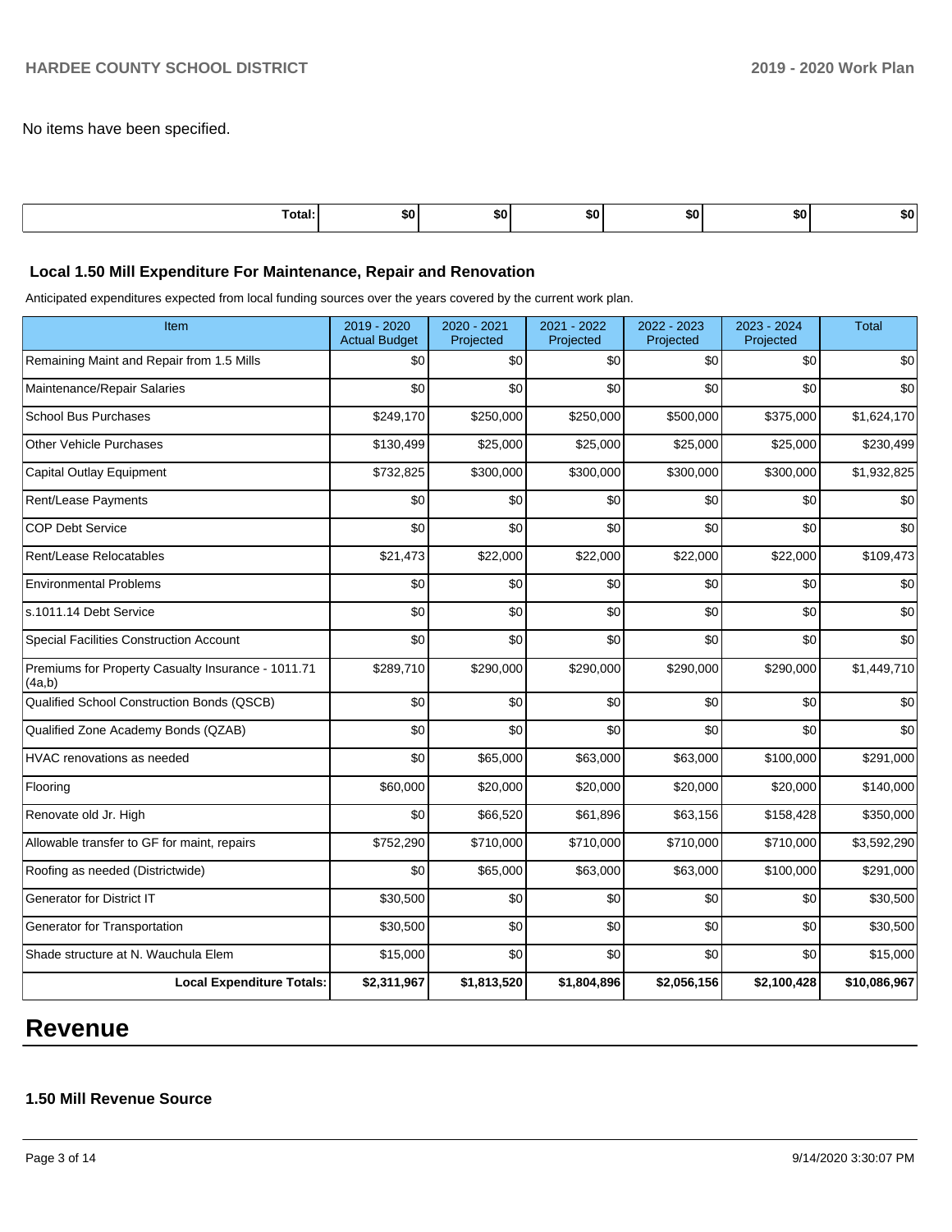No items have been specified.

| Total: | $0 | $0 | $0 | $0 | $0 | $0 |
|---|---|---|---|---|---|---|

### Local 1.50 Mill Expenditure For Maintenance, Repair and Renovation

Anticipated expenditures expected from local funding sources over the years covered by the current work plan.

| Item | 2019 - 2020 Actual Budget | 2020 - 2021 Projected | 2021 - 2022 Projected | 2022 - 2023 Projected | 2023 - 2024 Projected | Total |
|---|---|---|---|---|---|---|
| Remaining Maint and Repair from 1.5 Mills | $0 | $0 | $0 | $0 | $0 | $0 |
| Maintenance/Repair Salaries | $0 | $0 | $0 | $0 | $0 | $0 |
| School Bus Purchases | $249,170 | $250,000 | $250,000 | $500,000 | $375,000 | $1,624,170 |
| Other Vehicle Purchases | $130,499 | $25,000 | $25,000 | $25,000 | $25,000 | $230,499 |
| Capital Outlay Equipment | $732,825 | $300,000 | $300,000 | $300,000 | $300,000 | $1,932,825 |
| Rent/Lease Payments | $0 | $0 | $0 | $0 | $0 | $0 |
| COP Debt Service | $0 | $0 | $0 | $0 | $0 | $0 |
| Rent/Lease Relocatables | $21,473 | $22,000 | $22,000 | $22,000 | $22,000 | $109,473 |
| Environmental Problems | $0 | $0 | $0 | $0 | $0 | $0 |
| s.1011.14 Debt Service | $0 | $0 | $0 | $0 | $0 | $0 |
| Special Facilities Construction Account | $0 | $0 | $0 | $0 | $0 | $0 |
| Premiums for Property Casualty Insurance - 1011.71 (4a,b) | $289,710 | $290,000 | $290,000 | $290,000 | $290,000 | $1,449,710 |
| Qualified School Construction Bonds (QSCB) | $0 | $0 | $0 | $0 | $0 | $0 |
| Qualified Zone Academy Bonds (QZAB) | $0 | $0 | $0 | $0 | $0 | $0 |
| HVAC renovations as needed | $0 | $65,000 | $63,000 | $63,000 | $100,000 | $291,000 |
| Flooring | $60,000 | $20,000 | $20,000 | $20,000 | $20,000 | $140,000 |
| Renovate old Jr. High | $0 | $66,520 | $61,896 | $63,156 | $158,428 | $350,000 |
| Allowable transfer to GF for maint, repairs | $752,290 | $710,000 | $710,000 | $710,000 | $710,000 | $3,592,290 |
| Roofing as needed (Districtwide) | $0 | $65,000 | $63,000 | $63,000 | $100,000 | $291,000 |
| Generator for District IT | $30,500 | $0 | $0 | $0 | $0 | $30,500 |
| Generator for Transportation | $30,500 | $0 | $0 | $0 | $0 | $30,500 |
| Shade structure at N. Wauchula Elem | $15,000 | $0 | $0 | $0 | $0 | $15,000 |
| **Local Expenditure Totals:** | **$2,311,967** | **$1,813,520** | **$1,804,896** | **$2,056,156** | **$2,100,428** | **$10,086,967** |

# Revenue

### 1.50 Mill Revenue Source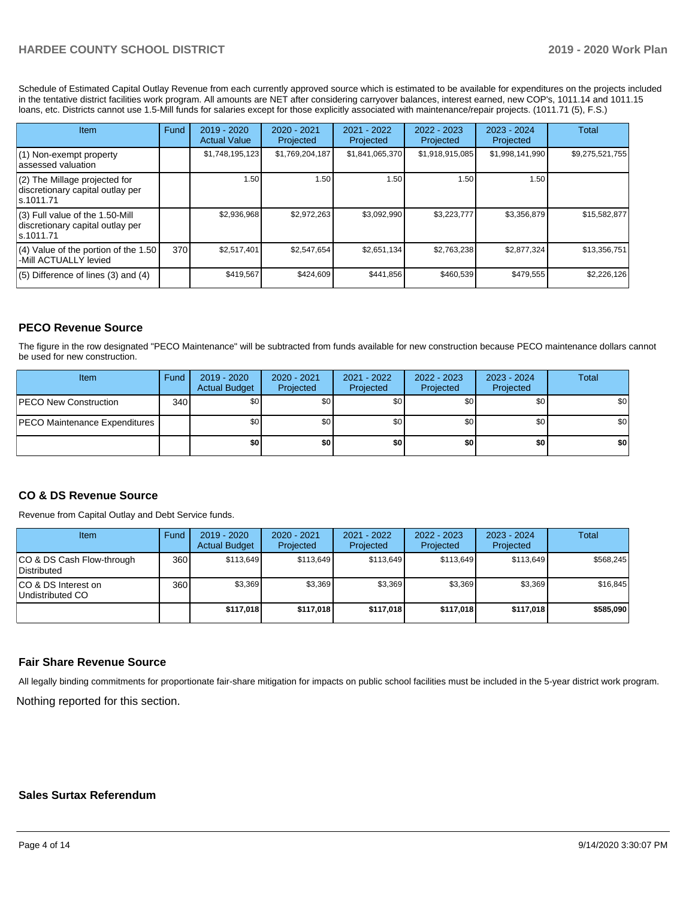Schedule of Estimated Capital Outlay Revenue from each currently approved source which is estimated to be available for expenditures on the projects included in the tentative district facilities work program. All amounts are NET after considering carryover balances, interest earned, new COP's, 1011.14 and 1011.15 loans, etc. Districts cannot use 1.5-Mill funds for salaries except for those explicitly associated with maintenance/repair projects. (1011.71 (5), F.S.)

| Item | Fund | 2019 - 2020 Actual Value | 2020 - 2021 Projected | 2021 - 2022 Projected | 2022 - 2023 Projected | 2023 - 2024 Projected | Total |
|---|---|---|---|---|---|---|---|
| (1) Non-exempt property assessed valuation | | $1,748,195,123 | $1,769,204,187 | $1,841,065,370 | $1,918,915,085 | $1,998,141,990 | $9,275,521,755 |
| (2) The Millage projected for discretionary capital outlay per s.1011.71 | | 1.50 | 1.50 | 1.50 | 1.50 | 1.50 | |
| (3) Full value of the 1.50-Mill discretionary capital outlay per s.1011.71 | | $2,936,968 | $2,972,263 | $3,092,990 | $3,223,777 | $3,356,879 | $15,582,877 |
| (4) Value of the portion of the 1.50 -Mill ACTUALLY levied | 370 | $2,517,401 | $2,547,654 | $2,651,134 | $2,763,238 | $2,877,324 | $13,356,751 |
| (5) Difference of lines (3) and (4) | | $419,567 | $424,609 | $441,856 | $460,539 | $479,555 | $2,226,126 |

## PECO Revenue Source

The figure in the row designated "PECO Maintenance" will be subtracted from funds available for new construction because PECO maintenance dollars cannot be used for new construction.

| Item | Fund | 2019 - 2020 Actual Budget | 2020 - 2021 Projected | 2021 - 2022 Projected | 2022 - 2023 Projected | 2023 - 2024 Projected | Total |
|---|---|---|---|---|---|---|---|
| PECO New Construction | 340 | $0 | $0 | $0 | $0 | $0 | $0 |
| PECO Maintenance Expenditures | | $0 | $0 | $0 | $0 | $0 | $0 |
| | | **$0** | **$0** | **$0** | **$0** | **$0** | **$0** |

## CO & DS Revenue Source

Revenue from Capital Outlay and Debt Service funds.

| Item | Fund | 2019 - 2020 Actual Budget | 2020 - 2021 Projected | 2021 - 2022 Projected | 2022 - 2023 Projected | 2023 - 2024 Projected | Total |
|---|---|---|---|---|---|---|---|
| CO & DS Cash Flow-through Distributed | 360 | $113,649 | $113,649 | $113,649 | $113,649 | $113,649 | $568,245 |
| CO & DS Interest on Undistributed CO | 360 | $3,369 | $3,369 | $3,369 | $3,369 | $3,369 | $16,845 |
| | | **$117,018** | **$117,018** | **$117,018** | **$117,018** | **$117,018** | **$585,090** |

## Fair Share Revenue Source

All legally binding commitments for proportionate fair-share mitigation for impacts on public school facilities must be included in the 5-year district work program.

Nothing reported for this section.

## Sales Surtax Referendum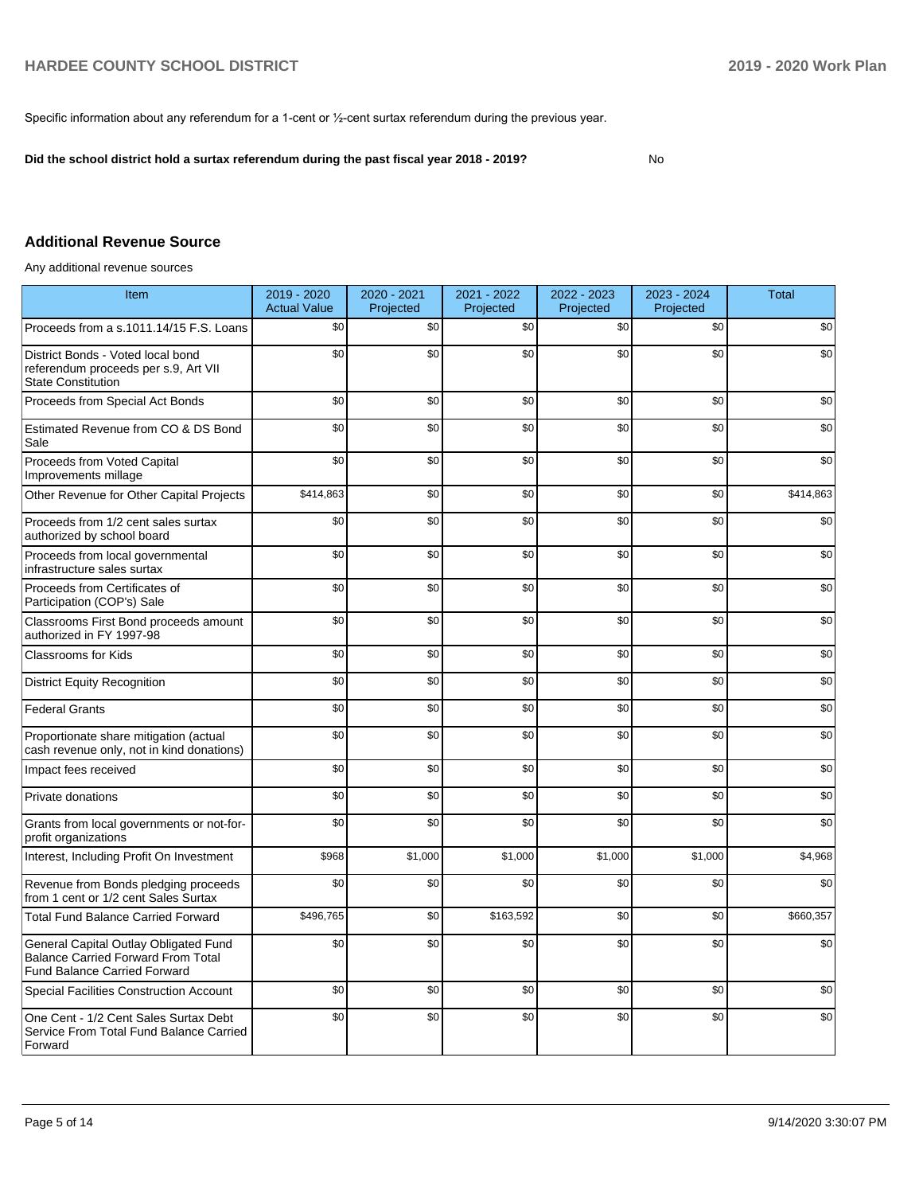Specific information about any referendum for a 1-cent or ½-cent surtax referendum during the previous year.

**Did the school district hold a surtax referendum during the past fiscal year 2018 - 2019?** No

## Additional Revenue Source

Any additional revenue sources

| Item | 2019 - 2020 Actual Value | 2020 - 2021 Projected | 2021 - 2022 Projected | 2022 - 2023 Projected | 2023 - 2024 Projected | Total |
|---|---|---|---|---|---|---|
| Proceeds from a s.1011.14/15 F.S. Loans | $0 | $0 | $0 | $0 | $0 | $0 |
| District Bonds - Voted local bond referendum proceeds per s.9, Art VII State Constitution | $0 | $0 | $0 | $0 | $0 | $0 |
| Proceeds from Special Act Bonds | $0 | $0 | $0 | $0 | $0 | $0 |
| Estimated Revenue from CO & DS Bond Sale | $0 | $0 | $0 | $0 | $0 | $0 |
| Proceeds from Voted Capital Improvements millage | $0 | $0 | $0 | $0 | $0 | $0 |
| Other Revenue for Other Capital Projects | $414,863 | $0 | $0 | $0 | $0 | $414,863 |
| Proceeds from 1/2 cent sales surtax authorized by school board | $0 | $0 | $0 | $0 | $0 | $0 |
| Proceeds from local governmental infrastructure sales surtax | $0 | $0 | $0 | $0 | $0 | $0 |
| Proceeds from Certificates of Participation (COP's) Sale | $0 | $0 | $0 | $0 | $0 | $0 |
| Classrooms First Bond proceeds amount authorized in FY 1997-98 | $0 | $0 | $0 | $0 | $0 | $0 |
| Classrooms for Kids | $0 | $0 | $0 | $0 | $0 | $0 |
| District Equity Recognition | $0 | $0 | $0 | $0 | $0 | $0 |
| Federal Grants | $0 | $0 | $0 | $0 | $0 | $0 |
| Proportionate share mitigation (actual cash revenue only, not in kind donations) | $0 | $0 | $0 | $0 | $0 | $0 |
| Impact fees received | $0 | $0 | $0 | $0 | $0 | $0 |
| Private donations | $0 | $0 | $0 | $0 | $0 | $0 |
| Grants from local governments or not-for-profit organizations | $0 | $0 | $0 | $0 | $0 | $0 |
| Interest, Including Profit On Investment | $968 | $1,000 | $1,000 | $1,000 | $1,000 | $4,968 |
| Revenue from Bonds pledging proceeds from 1 cent or 1/2 cent Sales Surtax | $0 | $0 | $0 | $0 | $0 | $0 |
| Total Fund Balance Carried Forward | $496,765 | $0 | $163,592 | $0 | $0 | $660,357 |
| General Capital Outlay Obligated Fund Balance Carried Forward From Total Fund Balance Carried Forward | $0 | $0 | $0 | $0 | $0 | $0 |
| Special Facilities Construction Account | $0 | $0 | $0 | $0 | $0 | $0 |
| One Cent - 1/2 Cent Sales Surtax Debt Service From Total Fund Balance Carried Forward | $0 | $0 | $0 | $0 | $0 | $0 |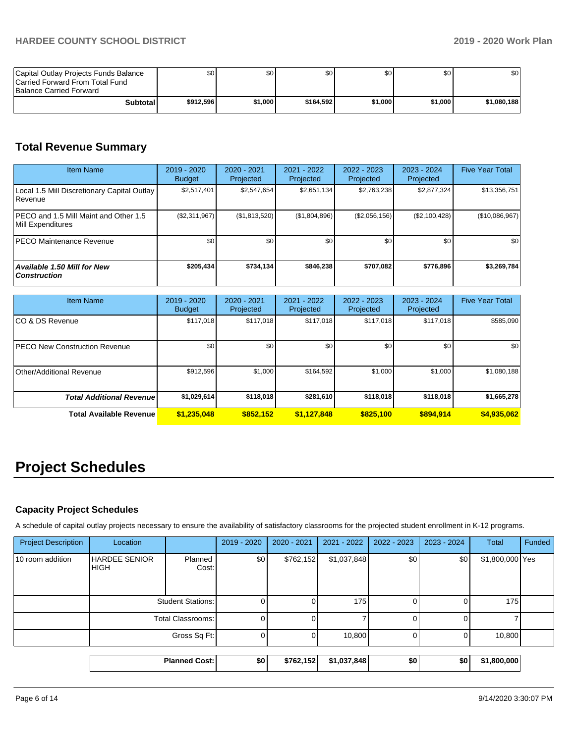| | | | | | | |
|---|---|---|---|---|---|---|
| Capital Outlay Projects Funds Balance Carried Forward From Total Fund Balance Carried Forward | $0 | $0 | $0 | $0 | $0 | $0 |
| **Subtotal** | **$912,596** | **$1,000** | **$164,592** | **$1,000** | **$1,000** | **$1,080,188** |

## Total Revenue Summary

| Item Name | 2019 - 2020 Budget | 2020 - 2021 Projected | 2021 - 2022 Projected | 2022 - 2023 Projected | 2023 - 2024 Projected | Five Year Total |
|---|---|---|---|---|---|---|
| Local 1.5 Mill Discretionary Capital Outlay Revenue | $2,517,401 | $2,547,654 | $2,651,134 | $2,763,238 | $2,877,324 | $13,356,751 |
| PECO and 1.5 Mill Maint and Other 1.5 Mill Expenditures | ($2,311,967) | ($1,813,520) | ($1,804,896) | ($2,056,156) | ($2,100,428) | ($10,086,967) |
| PECO Maintenance Revenue | $0 | $0 | $0 | $0 | $0 | $0 |
| ***Available 1.50 Mill for New Construction*** | **$205,434** | **$734,134** | **$846,238** | **$707,082** | **$776,896** | **$3,269,784** |

| Item Name | 2019 - 2020 Budget | 2020 - 2021 Projected | 2021 - 2022 Projected | 2022 - 2023 Projected | 2023 - 2024 Projected | Five Year Total |
|---|---|---|---|---|---|---|
| CO & DS Revenue | $117,018 | $117,018 | $117,018 | $117,018 | $117,018 | $585,090 |
| PECO New Construction Revenue | $0 | $0 | $0 | $0 | $0 | $0 |
| Other/Additional Revenue | $912,596 | $1,000 | $164,592 | $1,000 | $1,000 | $1,080,188 |
| ***Total Additional Revenue*** | **$1,029,614** | **$118,018** | **$281,610** | **$118,018** | **$118,018** | **$1,665,278** |
| **Total Available Revenue** | **$1,235,048** | **$852,152** | **$1,127,848** | **$825,100** | **$894,914** | **$4,935,062** |

# Project Schedules

### Capacity Project Schedules

A schedule of capital outlay projects necessary to ensure the availability of satisfactory classrooms for the projected student enrollment in K-12 programs.

| Project Description | Location | | 2019 - 2020 | 2020 - 2021 | 2021 - 2022 | 2022 - 2023 | 2023 - 2024 | Total | Funded |
|---|---|---|---|---|---|---|---|---|---|
| 10 room addition | HARDEE SENIOR HIGH | Planned Cost: | $0 | $762,152 | $1,037,848 | $0 | $0 | $1,800,000 | Yes |
| | | Student Stations: | 0 | 0 | 175 | 0 | 0 | 175 | |
| | | Total Classrooms: | 0 | 0 | 7 | 0 | 0 | 7 | |
| | | Gross Sq Ft: | 0 | 0 | 10,800 | 0 | 0 | 10,800 | |

| | **Planned Cost:** | **$0** | **$762,152** | **$1,037,848** | **$0** | **$0** | **$1,800,000** |
|---|---|---|---|---|---|---|---|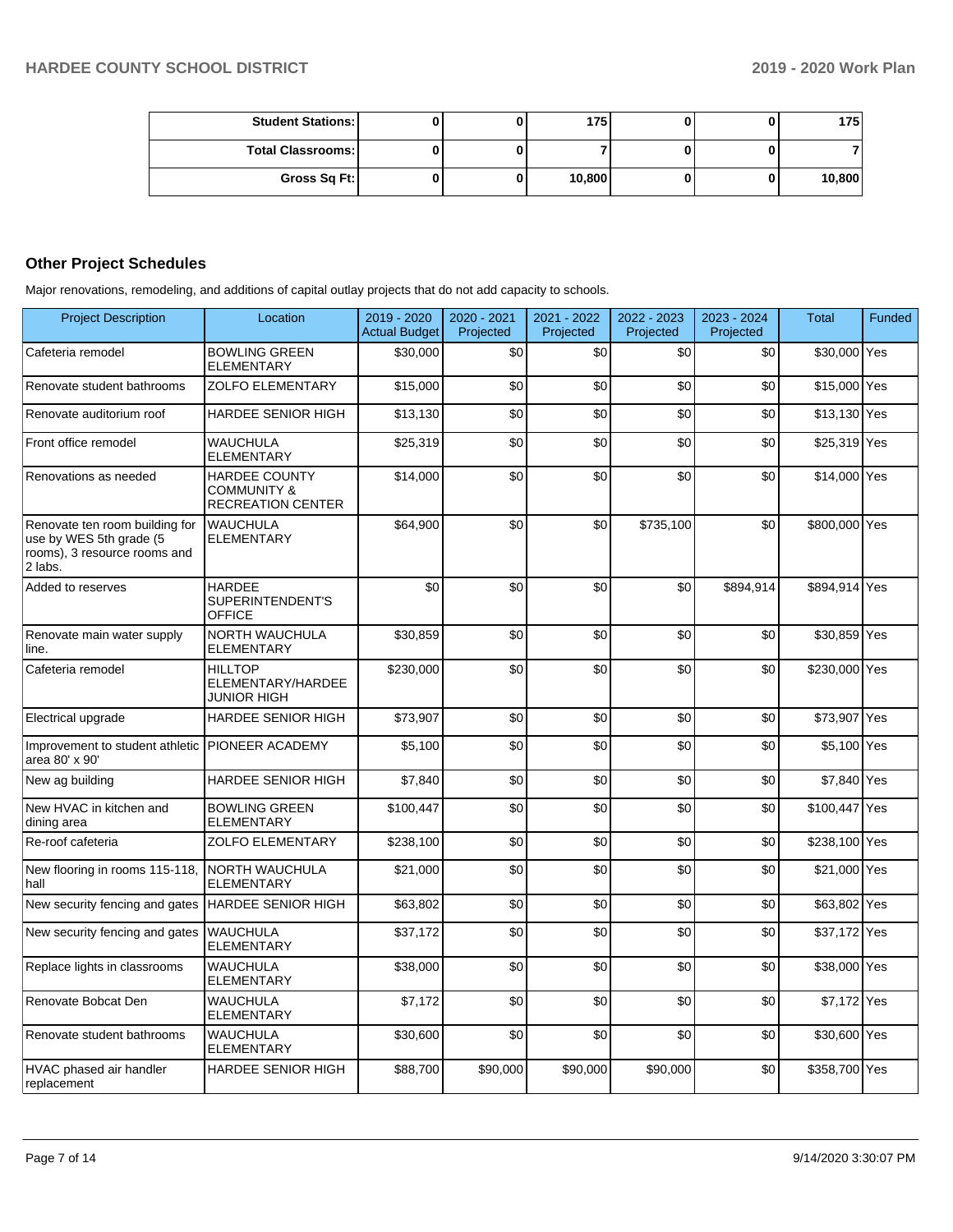| Student Stations: | 0 | 0 | 175 | 0 | 0 | 175 |
|---|---|---|---|---|---|---|
| Total Classrooms: | 0 | 0 | 7 | 0 | 0 | 7 |
| Gross Sq Ft: | 0 | 0 | 10,800 | 0 | 0 | 10,800 |

## Other Project Schedules

Major renovations, remodeling, and additions of capital outlay projects that do not add capacity to schools.

| Project Description | Location | 2019 - 2020 Actual Budget | 2020 - 2021 Projected | 2021 - 2022 Projected | 2022 - 2023 Projected | 2023 - 2024 Projected | Total | Funded |
|---|---|---|---|---|---|---|---|---|
| Cafeteria remodel | BOWLING GREEN ELEMENTARY | $30,000 | $0 | $0 | $0 | $0 | $30,000 | Yes |
| Renovate student bathrooms | ZOLFO ELEMENTARY | $15,000 | $0 | $0 | $0 | $0 | $15,000 | Yes |
| Renovate auditorium roof | HARDEE SENIOR HIGH | $13,130 | $0 | $0 | $0 | $0 | $13,130 | Yes |
| Front office remodel | WAUCHULA ELEMENTARY | $25,319 | $0 | $0 | $0 | $0 | $25,319 | Yes |
| Renovations as needed | HARDEE COUNTY COMMUNITY & RECREATION CENTER | $14,000 | $0 | $0 | $0 | $0 | $14,000 | Yes |
| Renovate ten room building for use by WES 5th grade (5 rooms), 3 resource rooms and 2 labs. | WAUCHULA ELEMENTARY | $64,900 | $0 | $0 | $735,100 | $0 | $800,000 | Yes |
| Added to reserves | HARDEE SUPERINTENDENT'S OFFICE | $0 | $0 | $0 | $0 | $894,914 | $894,914 | Yes |
| Renovate main water supply line. | NORTH WAUCHULA ELEMENTARY | $30,859 | $0 | $0 | $0 | $0 | $30,859 | Yes |
| Cafeteria remodel | HILLTOP ELEMENTARY/HARDEE JUNIOR HIGH | $230,000 | $0 | $0 | $0 | $0 | $230,000 | Yes |
| Electrical upgrade | HARDEE SENIOR HIGH | $73,907 | $0 | $0 | $0 | $0 | $73,907 | Yes |
| Improvement to student athletic area 80' x 90' | PIONEER ACADEMY | $5,100 | $0 | $0 | $0 | $0 | $5,100 | Yes |
| New ag building | HARDEE SENIOR HIGH | $7,840 | $0 | $0 | $0 | $0 | $7,840 | Yes |
| New HVAC in kitchen and dining area | BOWLING GREEN ELEMENTARY | $100,447 | $0 | $0 | $0 | $0 | $100,447 | Yes |
| Re-roof cafeteria | ZOLFO ELEMENTARY | $238,100 | $0 | $0 | $0 | $0 | $238,100 | Yes |
| New flooring in rooms 115-118, hall | NORTH WAUCHULA ELEMENTARY | $21,000 | $0 | $0 | $0 | $0 | $21,000 | Yes |
| New security fencing and gates | HARDEE SENIOR HIGH | $63,802 | $0 | $0 | $0 | $0 | $63,802 | Yes |
| New security fencing and gates | WAUCHULA ELEMENTARY | $37,172 | $0 | $0 | $0 | $0 | $37,172 | Yes |
| Replace lights in classrooms | WAUCHULA ELEMENTARY | $38,000 | $0 | $0 | $0 | $0 | $38,000 | Yes |
| Renovate Bobcat Den | WAUCHULA ELEMENTARY | $7,172 | $0 | $0 | $0 | $0 | $7,172 | Yes |
| Renovate student bathrooms | WAUCHULA ELEMENTARY | $30,600 | $0 | $0 | $0 | $0 | $30,600 | Yes |
| HVAC phased air handler replacement | HARDEE SENIOR HIGH | $88,700 | $90,000 | $90,000 | $90,000 | $0 | $358,700 | Yes |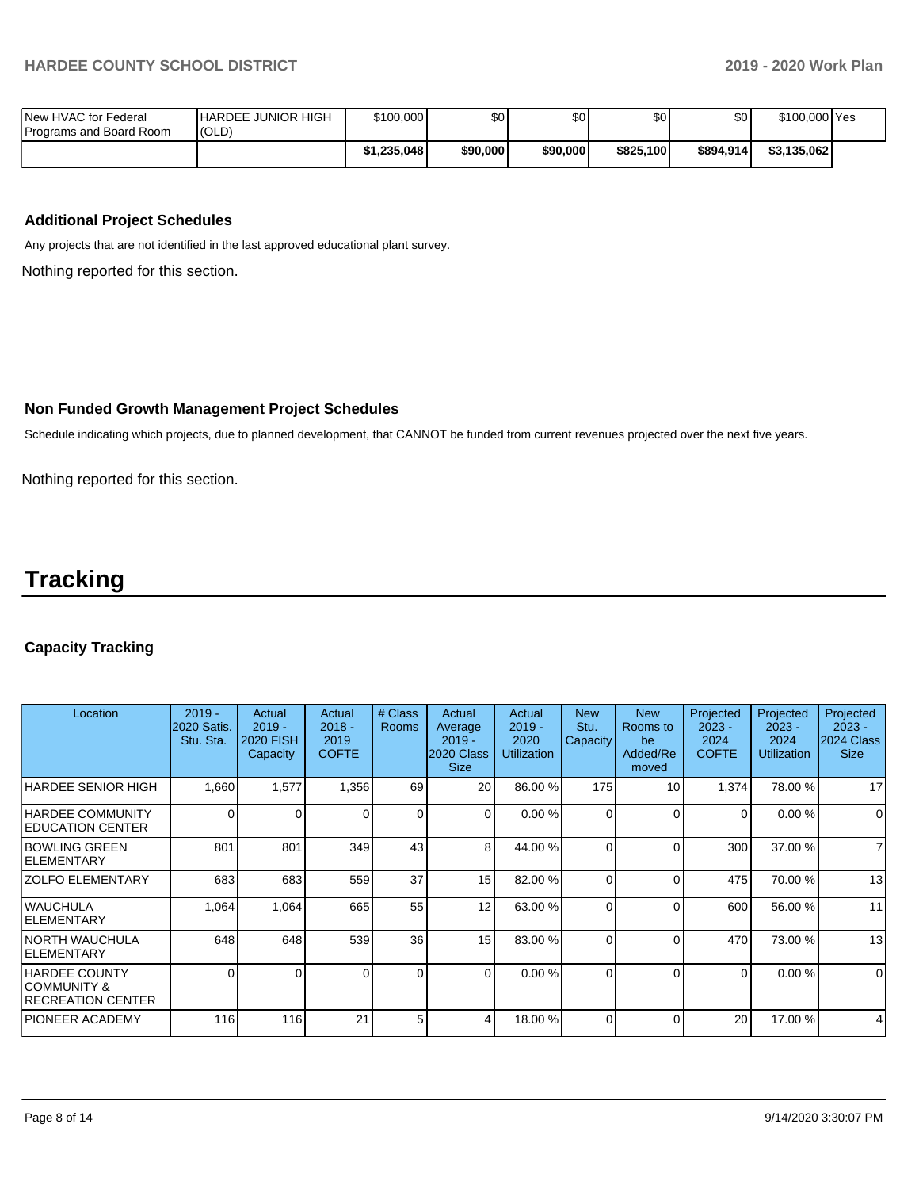| | | | | | | | | |
|---|---|---|---|---|---|---|---|---|
| New HVAC for Federal Programs and Board Room | HARDEE JUNIOR HIGH (OLD) | $100,000 | $0 | $0 | $0 | $0 | $100,000 | Yes |
| | | $1,235,048 | $90,000 | $90,000 | $825,100 | $894,914 | $3,135,062 | |

### Additional Project Schedules

Any projects that are not identified in the last approved educational plant survey.

Nothing reported for this section.

### Non Funded Growth Management Project Schedules

Schedule indicating which projects, due to planned development, that CANNOT be funded from current revenues projected over the next five years.

Nothing reported for this section.

# Tracking

### Capacity Tracking

| Location | 2019 - 2020 Satis. Stu. Sta. | Actual 2019 - 2020 FISH Capacity | Actual 2018 - 2019 COFTE | # Class Rooms | Actual Average 2019 - 2020 Class Size | Actual 2019 - 2020 Utilization | New Stu. Capacity | New Rooms to be Added/Removed | Projected 2023 - 2024 COFTE | Projected 2023 - 2024 Utilization | Projected 2023 - 2024 Class Size |
|---|---|---|---|---|---|---|---|---|---|---|---|
| HARDEE SENIOR HIGH | 1,660 | 1,577 | 1,356 | 69 | 20 | 86.00 % | 175 | 10 | 1,374 | 78.00 % | 17 |
| HARDEE COMMUNITY EDUCATION CENTER | 0 | 0 | 0 | 0 | 0 | 0.00 % | 0 | 0 | 0 | 0.00 % | 0 |
| BOWLING GREEN ELEMENTARY | 801 | 801 | 349 | 43 | 8 | 44.00 % | 0 | 0 | 300 | 37.00 % | 7 |
| ZOLFO ELEMENTARY | 683 | 683 | 559 | 37 | 15 | 82.00 % | 0 | 0 | 475 | 70.00 % | 13 |
| WAUCHULA ELEMENTARY | 1,064 | 1,064 | 665 | 55 | 12 | 63.00 % | 0 | 0 | 600 | 56.00 % | 11 |
| NORTH WAUCHULA ELEMENTARY | 648 | 648 | 539 | 36 | 15 | 83.00 % | 0 | 0 | 470 | 73.00 % | 13 |
| HARDEE COUNTY COMMUNITY & RECREATION CENTER | 0 | 0 | 0 | 0 | 0 | 0.00 % | 0 | 0 | 0 | 0.00 % | 0 |
| PIONEER ACADEMY | 116 | 116 | 21 | 5 | 4 | 18.00 % | 0 | 0 | 20 | 17.00 % | 4 |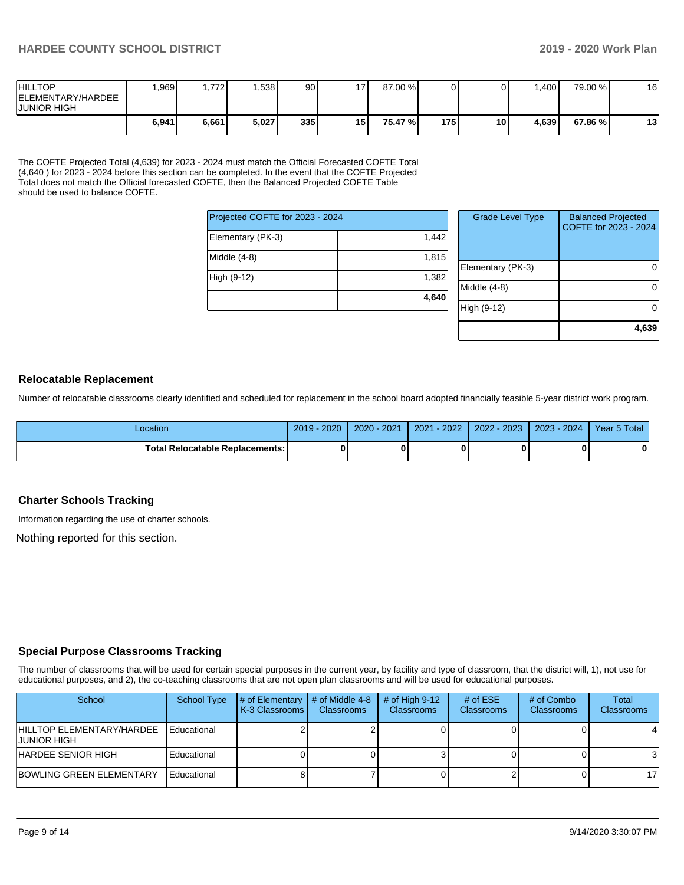| | | | | | | | | | | | |
|---|---|---|---|---|---|---|---|---|---|---|---|
| HILLTOP ELEMENTARY/HARDEE JUNIOR HIGH | 1,969 | 1,772 | 1,538 | 90 | 17 | 87.00 % | 0 | 0 | 1,400 | 79.00 % | 16 |
| | **6,941** | **6,661** | **5,027** | **335** | **15** | **75.47 %** | **175** | **10** | **4,639** | **67.86 %** | **13** |

The COFTE Projected Total (4,639) for 2023 - 2024 must match the Official Forecasted COFTE Total (4,640 ) for 2023 - 2024 before this section can be completed. In the event that the COFTE Projected Total does not match the Official forecasted COFTE, then the Balanced Projected COFTE Table should be used to balance COFTE.

| Projected COFTE for 2023 - 2024 | |
|---|---|
| Elementary (PK-3) | 1,442 |
| Middle (4-8) | 1,815 |
| High (9-12) | 1,382 |
| | **4,640** |

| Grade Level Type | Balanced Projected COFTE for 2023 - 2024 |
|---|---|
| Elementary (PK-3) | 0 |
| Middle (4-8) | 0 |
| High (9-12) | 0 |
| | **4,639** |

## Relocatable Replacement

Number of relocatable classrooms clearly identified and scheduled for replacement in the school board adopted financially feasible 5-year district work program.

| Location | 2019 - 2020 | 2020 - 2021 | 2021 - 2022 | 2022 - 2023 | 2023 - 2024 | Year 5 Total |
|---|---|---|---|---|---|---|
| **Total Relocatable Replacements:** | **0** | **0** | **0** | **0** | **0** | **0** |

## Charter Schools Tracking

Information regarding the use of charter schools.

Nothing reported for this section.

## Special Purpose Classrooms Tracking

The number of classrooms that will be used for certain special purposes in the current year, by facility and type of classroom, that the district will, 1), not use for educational purposes, and 2), the co-teaching classrooms that are not open plan classrooms and will be used for educational purposes.

| School | School Type | # of Elementary K-3 Classrooms | # of Middle 4-8 Classrooms | # of High 9-12 Classrooms | # of ESE Classrooms | # of Combo Classrooms | Total Classrooms |
|---|---|---|---|---|---|---|---|
| HILLTOP ELEMENTARY/HARDEE JUNIOR HIGH | Educational | 2 | 2 | 0 | 0 | 0 | 4 |
| HARDEE SENIOR HIGH | Educational | 0 | 0 | 3 | 0 | 0 | 3 |
| BOWLING GREEN ELEMENTARY | Educational | 8 | 7 | 0 | 2 | 0 | 17 |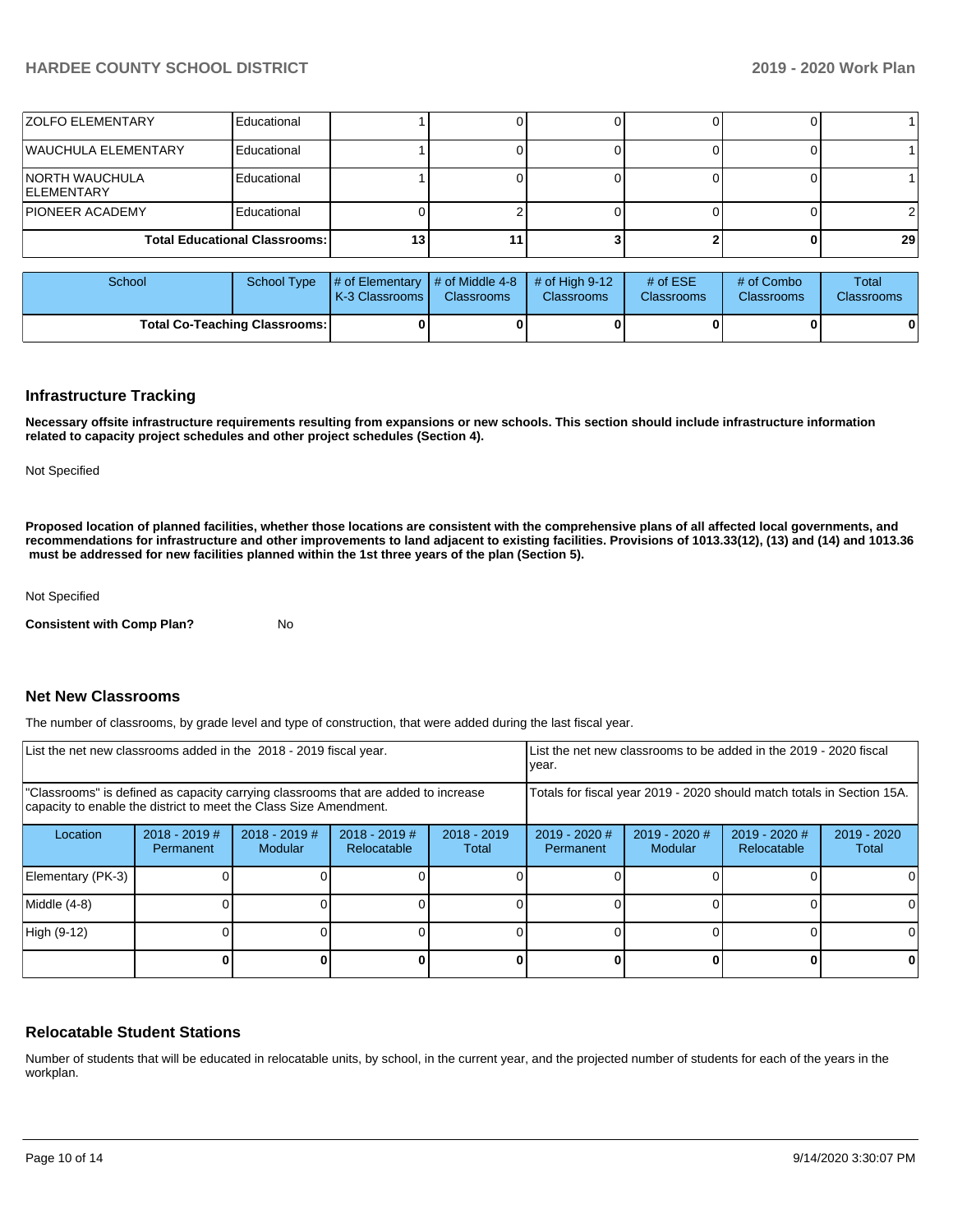| School | School Type | # of Elementary K-3 Classrooms | # of Middle 4-8 Classrooms | # of High 9-12 Classrooms | # of ESE Classrooms | # of Combo Classrooms | Total Classrooms |
|---|---|---|---|---|---|---|---|
| ZOLFO ELEMENTARY | Educational | 1 | 0 | 0 | 0 | 0 | 1 |
| WAUCHULA ELEMENTARY | Educational | 1 | 0 | 0 | 0 | 0 | 1 |
| NORTH WAUCHULA ELEMENTARY | Educational | 1 | 0 | 0 | 0 | 0 | 1 |
| PIONEER ACADEMY | Educational | 0 | 2 | 0 | 0 | 0 | 2 |
| **Total Educational Classrooms:** | | **13** | **11** | **3** | **2** | **0** | **29** |

| School | School Type | # of Elementary K-3 Classrooms | # of Middle 4-8 Classrooms | # of High 9-12 Classrooms | # of ESE Classrooms | # of Combo Classrooms | Total Classrooms |
|---|---|---|---|---|---|---|---|
| **Total Co-Teaching Classrooms:** | | **0** | **0** | **0** | **0** | **0** | **0** |

## Infrastructure Tracking

**Necessary offsite infrastructure requirements resulting from expansions or new schools. This section should include infrastructure information related to capacity project schedules and other project schedules (Section 4).**

Not Specified

**Proposed location of planned facilities, whether those locations are consistent with the comprehensive plans of all affected local governments, and recommendations for infrastructure and other improvements to land adjacent to existing facilities. Provisions of 1013.33(12), (13) and (14) and 1013.36 must be addressed for new facilities planned within the 1st three years of the plan (Section 5).**

Not Specified

**Consistent with Comp Plan?** No

## Net New Classrooms

The number of classrooms, by grade level and type of construction, that were added during the last fiscal year.

| List the net new classrooms added in the 2018 - 2019 fiscal year. | | | | | List the net new classrooms to be added in the 2019 - 2020 fiscal year. | | | |
|---|---|---|---|---|---|---|---|---|
| "Classrooms" is defined as capacity carrying classrooms that are added to increase capacity to enable the district to meet the Class Size Amendment. | | | | | Totals for fiscal year 2019 - 2020 should match totals in Section 15A. | | | |
| Location | 2018 - 2019 # Permanent | 2018 - 2019 # Modular | 2018 - 2019 # Relocatable | 2018 - 2019 Total | 2019 - 2020 # Permanent | 2019 - 2020 # Modular | 2019 - 2020 # Relocatable | 2019 - 2020 Total |
| Elementary (PK-3) | 0 | 0 | 0 | 0 | 0 | 0 | 0 | 0 |
| Middle (4-8) | 0 | 0 | 0 | 0 | 0 | 0 | 0 | 0 |
| High (9-12) | 0 | 0 | 0 | 0 | 0 | 0 | 0 | 0 |
| | **0** | **0** | **0** | **0** | **0** | **0** | **0** | **0** |

## Relocatable Student Stations

Number of students that will be educated in relocatable units, by school, in the current year, and the projected number of students for each of the years in the workplan.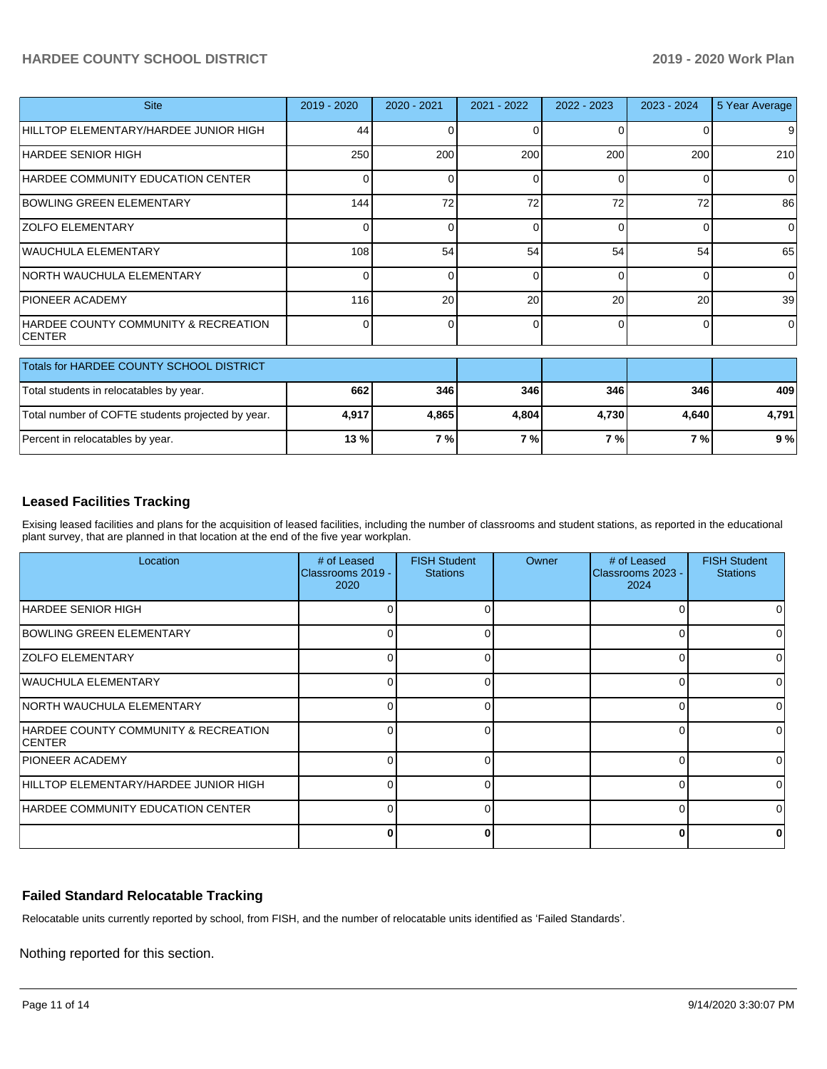| Site | 2019 - 2020 | 2020 - 2021 | 2021 - 2022 | 2022 - 2023 | 2023 - 2024 | 5 Year Average |
|---|---|---|---|---|---|---|
| HILLTOP ELEMENTARY/HARDEE JUNIOR HIGH | 44 | 0 | 0 | 0 | 0 | 9 |
| HARDEE SENIOR HIGH | 250 | 200 | 200 | 200 | 200 | 210 |
| HARDEE COMMUNITY EDUCATION CENTER | 0 | 0 | 0 | 0 | 0 | 0 |
| BOWLING GREEN ELEMENTARY | 144 | 72 | 72 | 72 | 72 | 86 |
| ZOLFO ELEMENTARY | 0 | 0 | 0 | 0 | 0 | 0 |
| WAUCHULA ELEMENTARY | 108 | 54 | 54 | 54 | 54 | 65 |
| NORTH WAUCHULA ELEMENTARY | 0 | 0 | 0 | 0 | 0 | 0 |
| PIONEER ACADEMY | 116 | 20 | 20 | 20 | 20 | 39 |
| HARDEE COUNTY COMMUNITY & RECREATION CENTER | 0 | 0 | 0 | 0 | 0 | 0 |

| Totals for HARDEE COUNTY SCHOOL DISTRICT | | | | | | |
|---|---|---|---|---|---|---|
| Total students in relocatables by year. | **662** | **346** | **346** | **346** | **346** | **409** |
| Total number of COFTE students projected by year. | **4,917** | **4,865** | **4,804** | **4,730** | **4,640** | **4,791** |
| Percent in relocatables by year. | **13 %** | **7 %** | **7 %** | **7 %** | **7 %** | **9 %** |

## Leased Facilities Tracking

Exising leased facilities and plans for the acquisition of leased facilities, including the number of classrooms and student stations, as reported in the educational plant survey, that are planned in that location at the end of the five year workplan.

| Location | # of Leased Classrooms 2019 - 2020 | FISH Student Stations | Owner | # of Leased Classrooms 2023 - 2024 | FISH Student Stations |
|---|---|---|---|---|---|
| HARDEE SENIOR HIGH | 0 | 0 | | 0 | 0 |
| BOWLING GREEN ELEMENTARY | 0 | 0 | | 0 | 0 |
| ZOLFO ELEMENTARY | 0 | 0 | | 0 | 0 |
| WAUCHULA ELEMENTARY | 0 | 0 | | 0 | 0 |
| NORTH WAUCHULA ELEMENTARY | 0 | 0 | | 0 | 0 |
| HARDEE COUNTY COMMUNITY & RECREATION CENTER | 0 | 0 | | 0 | 0 |
| PIONEER ACADEMY | 0 | 0 | | 0 | 0 |
| HILLTOP ELEMENTARY/HARDEE JUNIOR HIGH | 0 | 0 | | 0 | 0 |
| HARDEE COMMUNITY EDUCATION CENTER | 0 | 0 | | 0 | 0 |
| | **0** | **0** | | **0** | **0** |

## Failed Standard Relocatable Tracking

Relocatable units currently reported by school, from FISH, and the number of relocatable units identified as 'Failed Standards'.

Nothing reported for this section.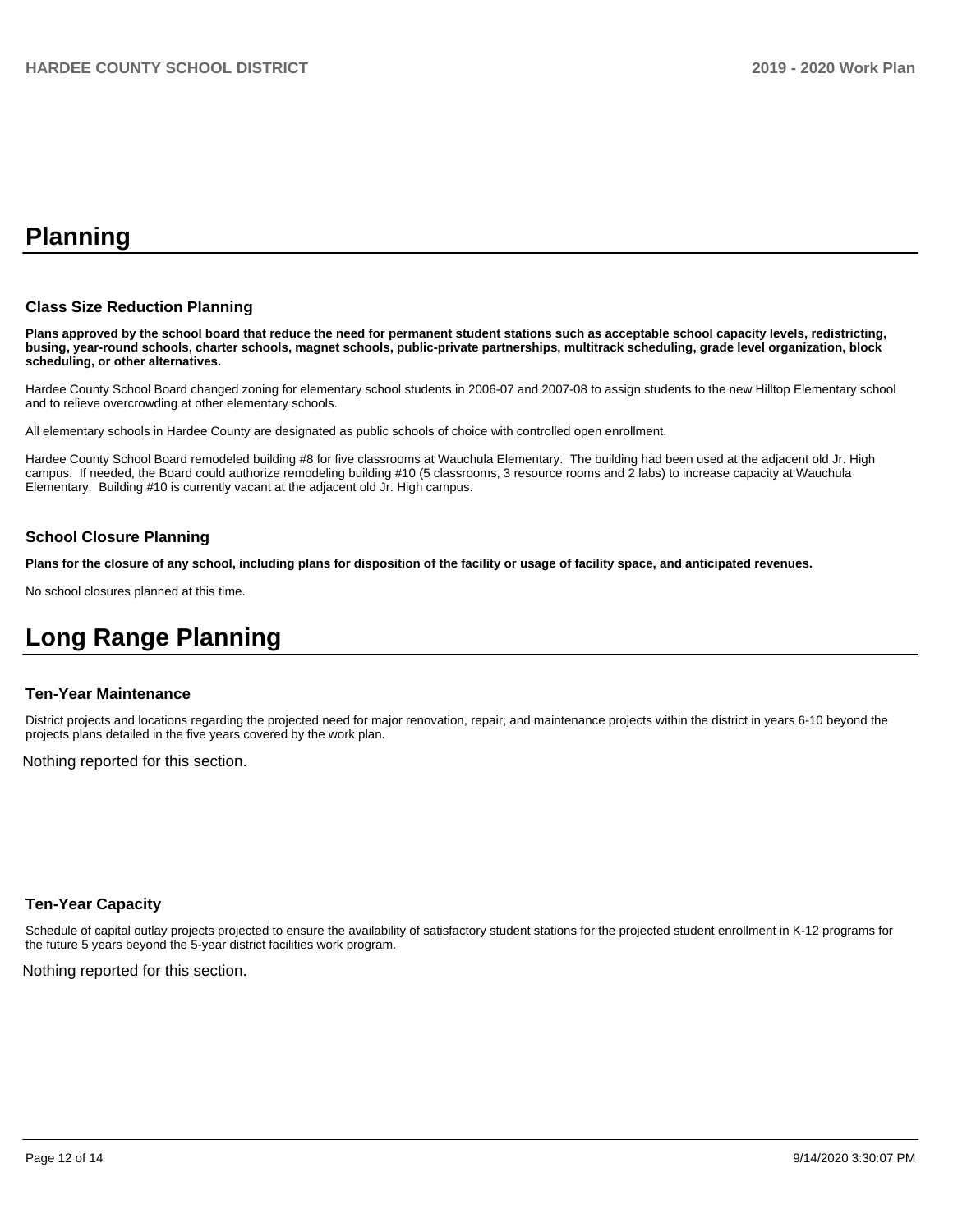# Planning

### Class Size Reduction Planning

**Plans approved by the school board that reduce the need for permanent student stations such as acceptable school capacity levels, redistricting, busing, year-round schools, charter schools, magnet schools, public-private partnerships, multitrack scheduling, grade level organization, block scheduling, or other alternatives.**

Hardee County School Board changed zoning for elementary school students in 2006-07 and 2007-08 to assign students to the new Hilltop Elementary school and to relieve overcrowding at other elementary schools.

All elementary schools in Hardee County are designated as public schools of choice with controlled open enrollment.

Hardee County School Board remodeled building #8 for five classrooms at Wauchula Elementary. The building had been used at the adjacent old Jr. High campus. If needed, the Board could authorize remodeling building #10 (5 classrooms, 3 resource rooms and 2 labs) to increase capacity at Wauchula Elementary. Building #10 is currently vacant at the adjacent old Jr. High campus.

### School Closure Planning

**Plans for the closure of any school, including plans for disposition of the facility or usage of facility space, and anticipated revenues.**

No school closures planned at this time.

# Long Range Planning

### Ten-Year Maintenance

District projects and locations regarding the projected need for major renovation, repair, and maintenance projects within the district in years 6-10 beyond the projects plans detailed in the five years covered by the work plan.

Nothing reported for this section.

### Ten-Year Capacity

Schedule of capital outlay projects projected to ensure the availability of satisfactory student stations for the projected student enrollment in K-12 programs for the future 5 years beyond the 5-year district facilities work program.

Nothing reported for this section.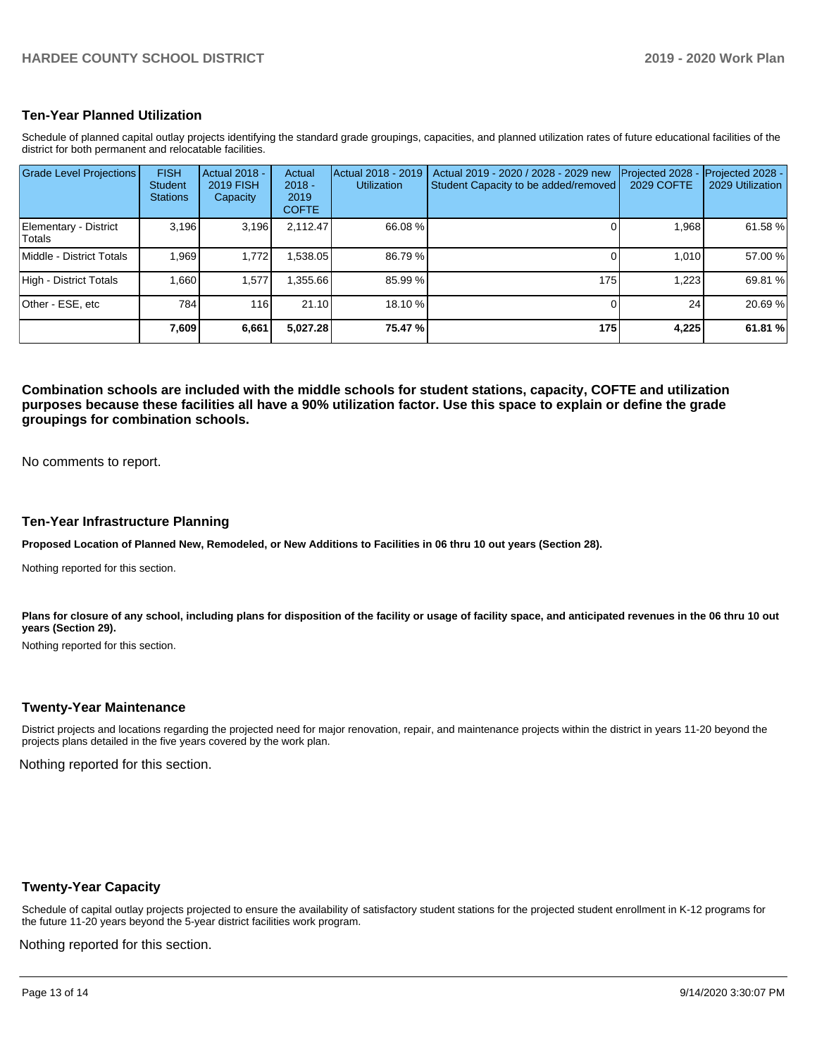## Ten-Year Planned Utilization

Schedule of planned capital outlay projects identifying the standard grade groupings, capacities, and planned utilization rates of future educational facilities of the district for both permanent and relocatable facilities.

| Grade Level Projections | FISH Student Stations | Actual 2018 - 2019 FISH Capacity | Actual 2018 - 2019 COFTE | Actual 2018 - 2019 Utilization | Actual 2019 - 2020 / 2028 - 2029 new Student Capacity to be added/removed | Projected 2028 - 2029 COFTE | Projected 2028 - 2029 Utilization |
|---|---|---|---|---|---|---|---|
| Elementary - District Totals | 3,196 | 3,196 | 2,112.47 | 66.08 % | 0 | 1,968 | 61.58 % |
| Middle - District Totals | 1,969 | 1,772 | 1,538.05 | 86.79 % | 0 | 1,010 | 57.00 % |
| High - District Totals | 1,660 | 1,577 | 1,355.66 | 85.99 % | 175 | 1,223 | 69.81 % |
| Other - ESE, etc | 784 | 116 | 21.10 | 18.10 % | 0 | 24 | 20.69 % |
| | **7,609** | **6,661** | **5,027.28** | **75.47 %** | **175** | **4,225** | **61.81 %** |

**Combination schools are included with the middle schools for student stations, capacity, COFTE and utilization purposes because these facilities all have a 90% utilization factor. Use this space to explain or define the grade groupings for combination schools.**

No comments to report.

## Ten-Year Infrastructure Planning

**Proposed Location of Planned New, Remodeled, or New Additions to Facilities in 06 thru 10 out years (Section 28).**

Nothing reported for this section.

**Plans for closure of any school, including plans for disposition of the facility or usage of facility space, and anticipated revenues in the 06 thru 10 out years (Section 29).**

Nothing reported for this section.

## Twenty-Year Maintenance

District projects and locations regarding the projected need for major renovation, repair, and maintenance projects within the district in years 11-20 beyond the projects plans detailed in the five years covered by the work plan.

Nothing reported for this section.

## Twenty-Year Capacity

Schedule of capital outlay projects projected to ensure the availability of satisfactory student stations for the projected student enrollment in K-12 programs for the future 11-20 years beyond the 5-year district facilities work program.

Nothing reported for this section.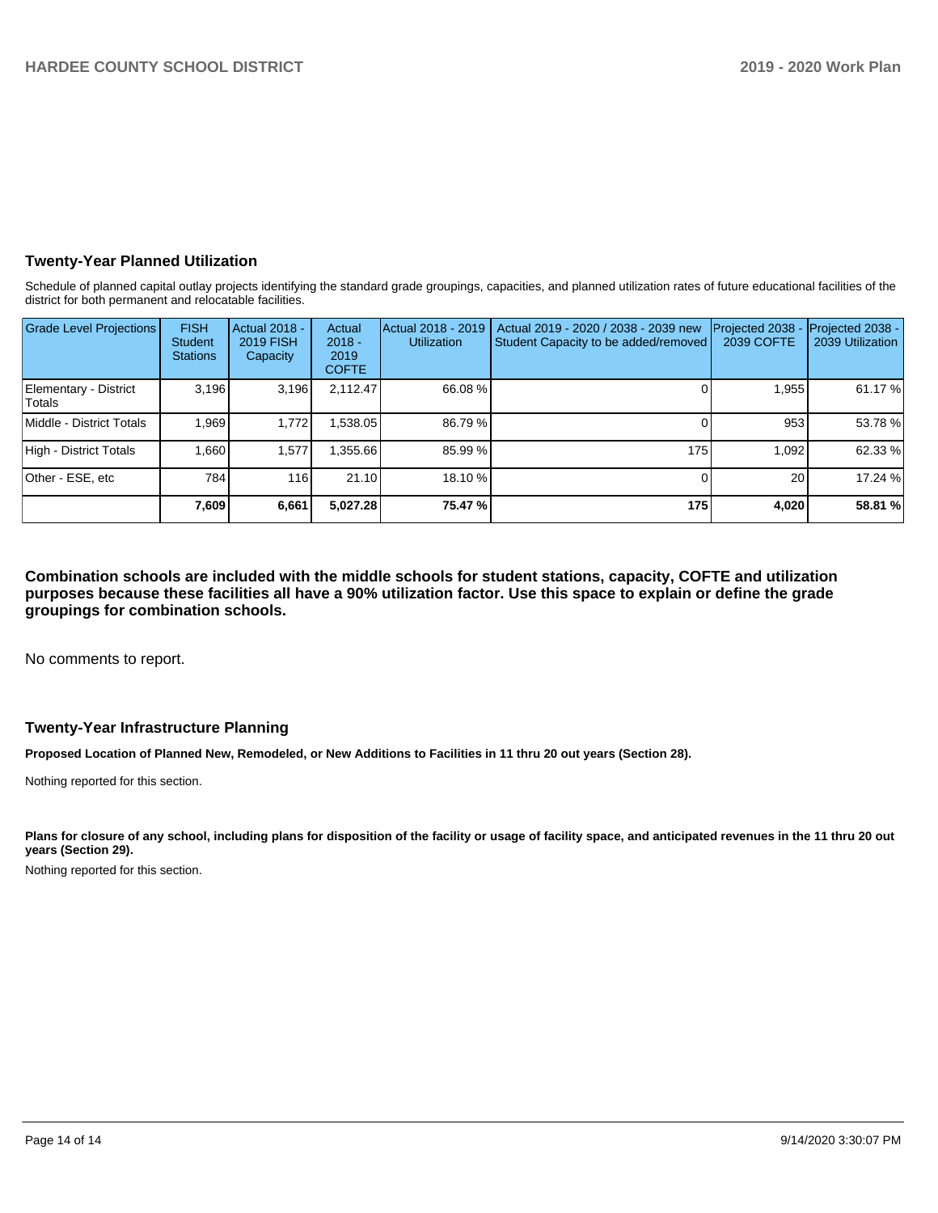## Twenty-Year Planned Utilization

Schedule of planned capital outlay projects identifying the standard grade groupings, capacities, and planned utilization rates of future educational facilities of the district for both permanent and relocatable facilities.

| Grade Level Projections | FISH Student Stations | Actual 2018 - 2019 FISH Capacity | Actual 2018 - 2019 COFTE | Actual 2018 - 2019 Utilization | Actual 2019 - 2020 / 2038 - 2039 new Student Capacity to be added/removed | Projected 2038 - 2039 COFTE | Projected 2038 - 2039 Utilization |
|---|---|---|---|---|---|---|---|
| Elementary - District Totals | 3,196 | 3,196 | 2,112.47 | 66.08 % | 0 | 1,955 | 61.17 % |
| Middle - District Totals | 1,969 | 1,772 | 1,538.05 | 86.79 % | 0 | 953 | 53.78 % |
| High - District Totals | 1,660 | 1,577 | 1,355.66 | 85.99 % | 175 | 1,092 | 62.33 % |
| Other - ESE, etc | 784 | 116 | 21.10 | 18.10 % | 0 | 20 | 17.24 % |
| | **7,609** | **6,661** | **5,027.28** | **75.47 %** | **175** | **4,020** | **58.81 %** |

**Combination schools are included with the middle schools for student stations, capacity, COFTE and utilization purposes because these facilities all have a 90% utilization factor. Use this space to explain or define the grade groupings for combination schools.**

No comments to report.

## Twenty-Year Infrastructure Planning

**Proposed Location of Planned New, Remodeled, or New Additions to Facilities in 11 thru 20 out years (Section 28).**

Nothing reported for this section.

**Plans for closure of any school, including plans for disposition of the facility or usage of facility space, and anticipated revenues in the 11 thru 20 out years (Section 29).**

Nothing reported for this section.